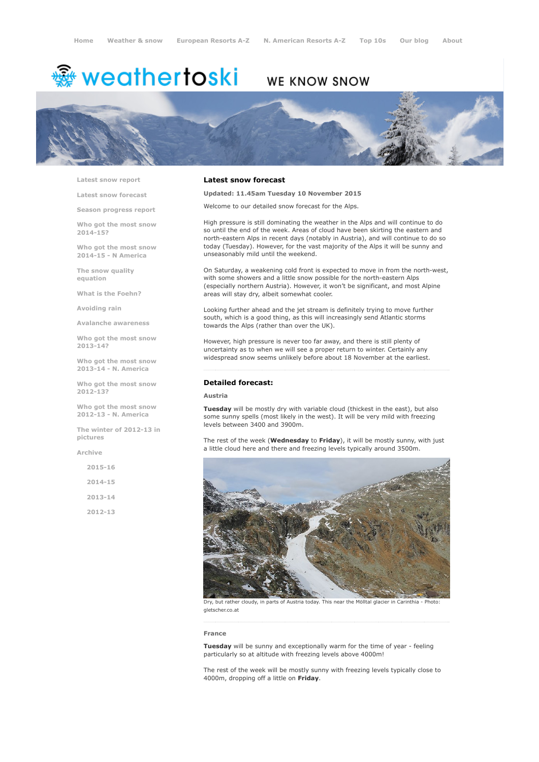Home | Weather & snow | European Resorts A-Z | N. American Resorts A-Z | Top 10s | Our blog | About

weathertoski WE KNOW SNOW

- Latest snow report
- Latest snow forecast
- Season progress report
- Who got the most snow 2014-15?
- Who got the most snow 2014-15 - N America
- The snow quality equation
- What is the Foehn?
- Avoiding rain
- Avalanche awareness
- Who got the most snow 2013-14?
- Who got the most snow 2013-14 - N. America
- Who got the most snow 2012-13?
- Who got the most snow 2012-13 - N. America
- The winter of 2012-13 in pictures
- Archive
  - 2015-16
  - 2014-15
  - 2013-14
  - 2012-13

## Latest snow forecast

**Updated: 11.45am Tuesday 10 November 2015**

Welcome to our detailed snow forecast for the Alps.

High pressure is still dominating the weather in the Alps and will continue to do so until the end of the week. Areas of cloud have been skirting the eastern and north-eastern Alps in recent days (notably in Austria), and will continue to do so today (Tuesday). However, for the vast majority of the Alps it will be sunny and unseasonably mild until the weekend.

On Saturday, a weakening cold front is expected to move in from the north-west, with some showers and a little snow possible for the north-eastern Alps (especially northern Austria). However, it won't be significant, and most Alpine areas will stay dry, albeit somewhat cooler.

Looking further ahead and the jet stream is definitely trying to move further south, which is a good thing, as this will increasingly send Atlantic storms towards the Alps (rather than over the UK).

However, high pressure is never too far away, and there is still plenty of uncertainty as to when we will see a proper return to winter. Certainly any widespread snow seems unlikely before about 18 November at the earliest.

## Detailed forecast:

### Austria

**Tuesday** will be mostly dry with variable cloud (thickest in the east), but also some sunny spells (most likely in the west). It will be very mild with freezing levels between 3400 and 3900m.

The rest of the week (**Wednesday** to **Friday**), it will be mostly sunny, with just a little cloud here and there and freezing levels typically around 3500m.

Dry, but rather cloudy, in parts of Austria today. This near the Mölltal glacier in Carinthia - Photo: gletscher.co.at

### France

**Tuesday** will be sunny and exceptionally warm for the time of year - feeling particularly so at altitude with freezing levels above 4000m!

The rest of the week will be mostly sunny with freezing levels typically close to 4000m, dropping off a little on **Friday**.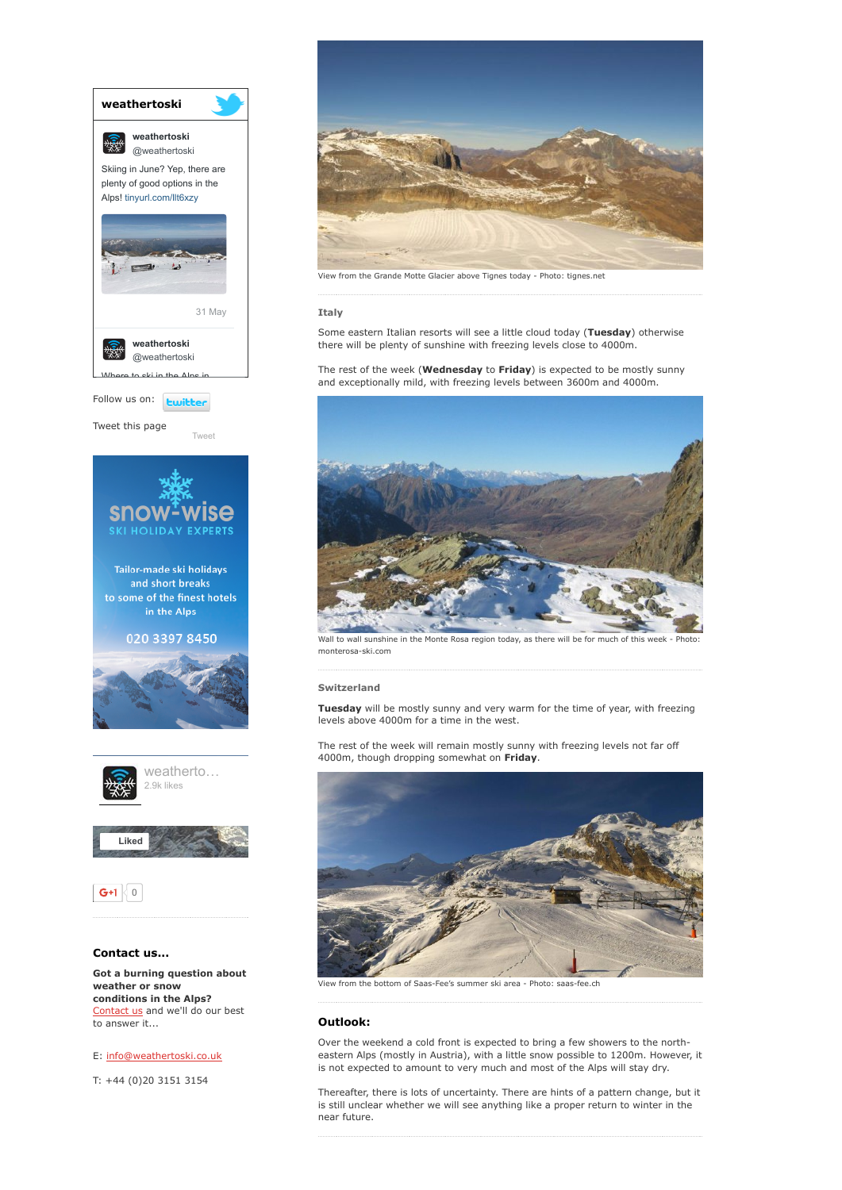View from the Grande Motte Glacier above Tignes today - Photo: tignes.net

### Italy

Some eastern Italian resorts will see a little cloud today (**Tuesday**) otherwise there will be plenty of sunshine with freezing levels close to 4000m.

The rest of the week (**Wednesday** to **Friday**) is expected to be mostly sunny and exceptionally mild, with freezing levels between 3600m and 4000m.

Wall to wall sunshine in the Monte Rosa region today, as there will be for much of this week - Photo: monterosa-ski.com

### Switzerland

**Tuesday** will be mostly sunny and very warm for the time of year, with freezing levels above 4000m for a time in the west.

The rest of the week will remain mostly sunny with freezing levels not far off 4000m, though dropping somewhat on **Friday**.

View from the bottom of Saas-Fee's summer ski area - Photo: saas-fee.ch

## Outlook:

Over the weekend a cold front is expected to bring a few showers to the north-eastern Alps (mostly in Austria), with a little snow possible to 1200m. However, it is not expected to amount to very much and most of the Alps will stay dry.

Thereafter, there is lots of uncertainty. There are hints of a pattern change, but it is still unclear whether we will see anything like a proper return to winter in the near future.

---

**weathertoski**

weathertoski
@weathertoski

Skiing in June? Yep, there are plenty of good options in the Alps! tinyurl.com/llt6xzy

31 May

weathertoski
@weathertoski

Where to ski in the Alps in

Follow us on: twitter

Tweet this page

Tweet

snow-wise
SKI HOLIDAY EXPERTS

Tailor-made ski holidays and short breaks to some of the finest hotels in the Alps

020 3397 8450

weatherto...
2.9k likes

Liked

G+1 0

### Contact us...

**Got a burning question about weather or snow conditions in the Alps?**
Contact us and we'll do our best to answer it...

E: info@weathertoski.co.uk

T: +44 (0)20 3151 3154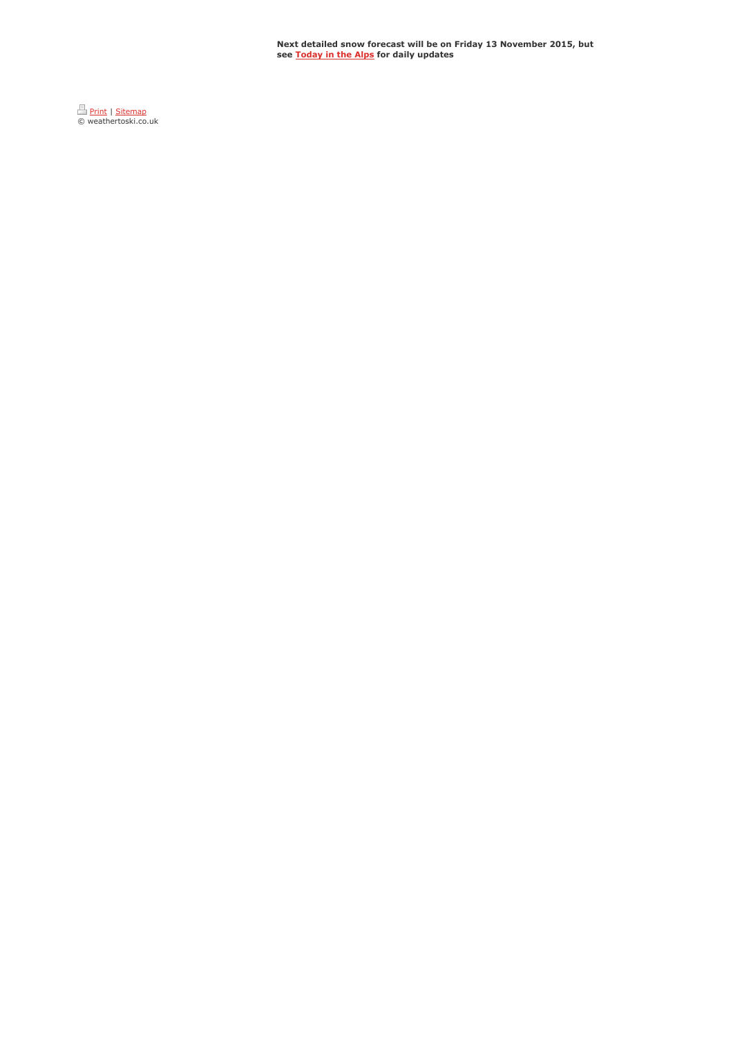**Next detailed snow forecast will be on Friday 13 November 2015, but see Today in the Alps for daily updates**

Print | Sitemap
© weathertoski.co.uk